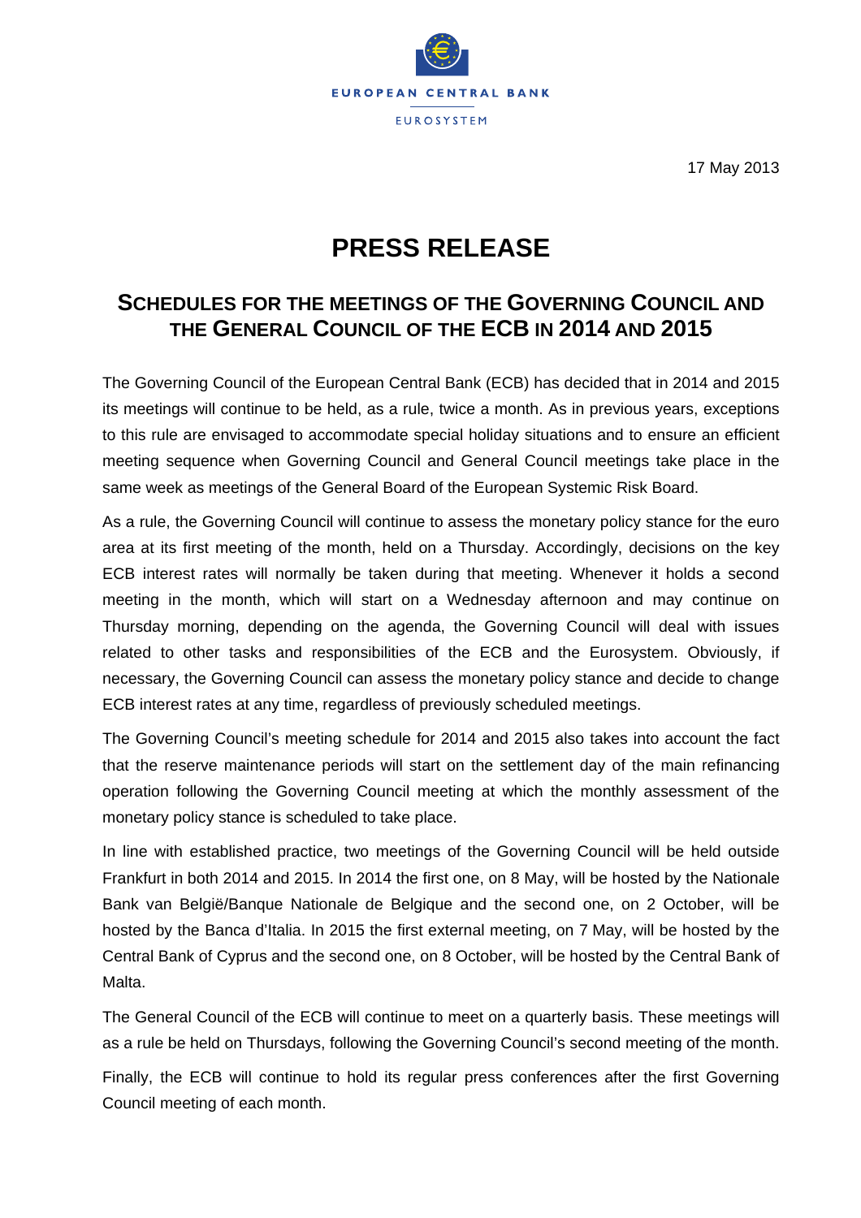EUROPEAN CENTRAL BANK

EUROSYSTEM

17 May 2013

# PRESS RELEASE

## SCHEDULES FOR THE MEETINGS OF THE GOVERNING COUNCIL AND THE GENERAL COUNCIL OF THE ECB IN 2014 AND 2015

The Governing Council of the European Central Bank (ECB) has decided that in 2014 and 2015 its meetings will continue to be held, as a rule, twice a month. As in previous years, exceptions to this rule are envisaged to accommodate special holiday situations and to ensure an efficient meeting sequence when Governing Council and General Council meetings take place in the same week as meetings of the General Board of the European Systemic Risk Board.

As a rule, the Governing Council will continue to assess the monetary policy stance for the euro area at its first meeting of the month, held on a Thursday. Accordingly, decisions on the key ECB interest rates will normally be taken during that meeting. Whenever it holds a second meeting in the month, which will start on a Wednesday afternoon and may continue on Thursday morning, depending on the agenda, the Governing Council will deal with issues related to other tasks and responsibilities of the ECB and the Eurosystem. Obviously, if necessary, the Governing Council can assess the monetary policy stance and decide to change ECB interest rates at any time, regardless of previously scheduled meetings.

The Governing Council's meeting schedule for 2014 and 2015 also takes into account the fact that the reserve maintenance periods will start on the settlement day of the main refinancing operation following the Governing Council meeting at which the monthly assessment of the monetary policy stance is scheduled to take place.

In line with established practice, two meetings of the Governing Council will be held outside Frankfurt in both 2014 and 2015. In 2014 the first one, on 8 May, will be hosted by the Nationale Bank van België/Banque Nationale de Belgique and the second one, on 2 October, will be hosted by the Banca d'Italia. In 2015 the first external meeting, on 7 May, will be hosted by the Central Bank of Cyprus and the second one, on 8 October, will be hosted by the Central Bank of Malta.

The General Council of the ECB will continue to meet on a quarterly basis. These meetings will as a rule be held on Thursdays, following the Governing Council's second meeting of the month.

Finally, the ECB will continue to hold its regular press conferences after the first Governing Council meeting of each month.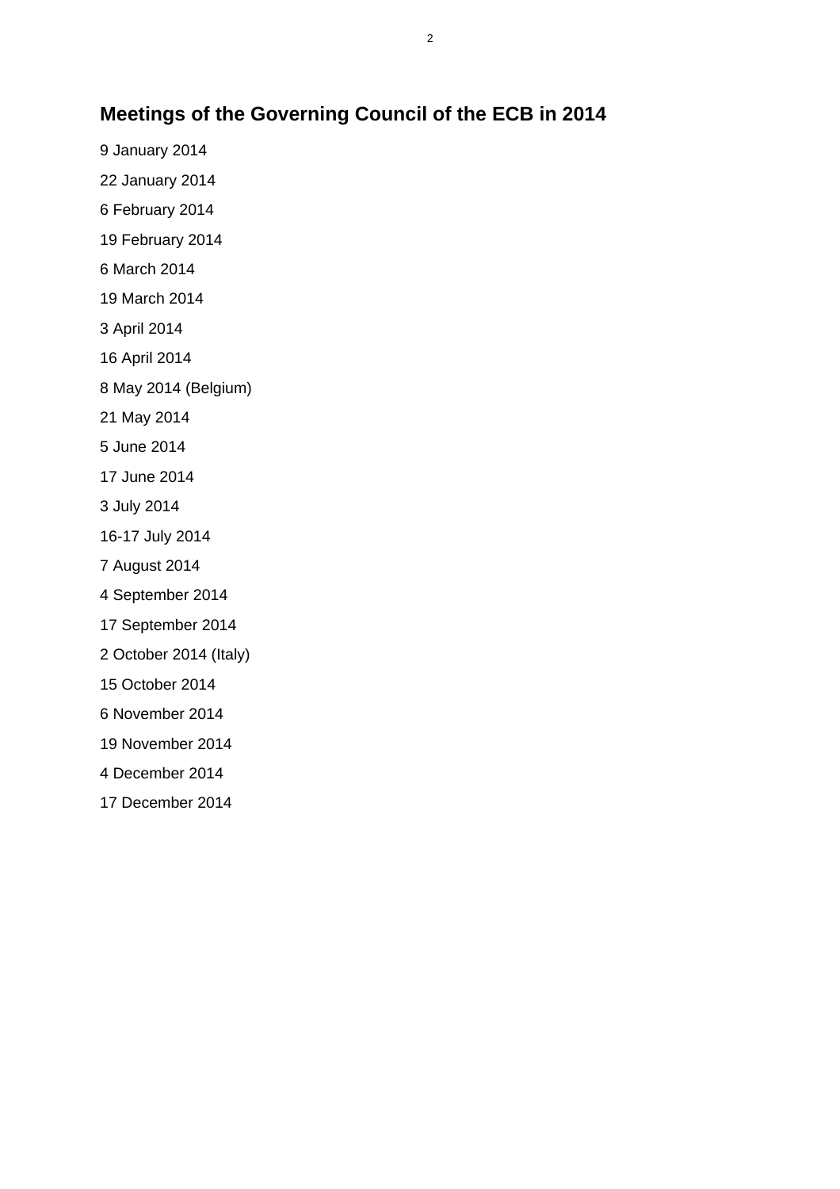## Meetings of the Governing Council of the ECB in 2014

9 January 2014

22 January 2014

6 February 2014

19 February 2014

6 March 2014

19 March 2014

3 April 2014

16 April 2014

8 May 2014 (Belgium)

21 May 2014

5 June 2014

17 June 2014

3 July 2014

16-17 July 2014

7 August 2014

4 September 2014

17 September 2014

2 October 2014 (Italy)

15 October 2014

6 November 2014

19 November 2014

4 December 2014

17 December 2014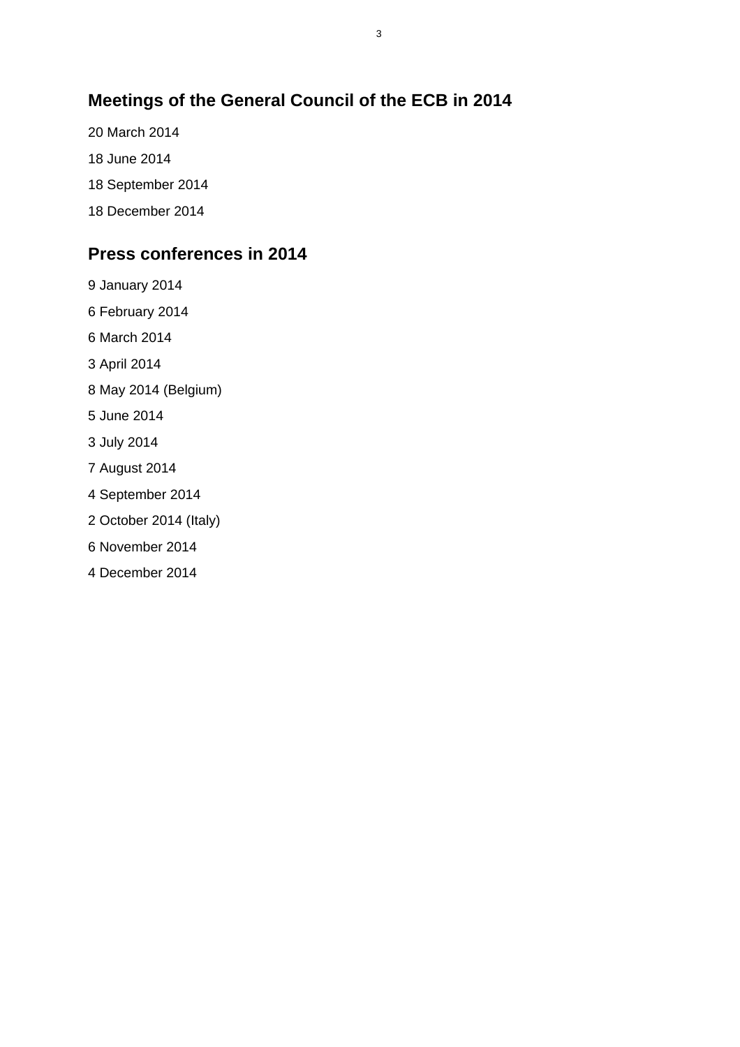## Meetings of the General Council of the ECB in 2014

20 March 2014

18 June 2014

18 September 2014

18 December 2014

## Press conferences in 2014

9 January 2014

6 February 2014

6 March 2014

3 April 2014

8 May 2014 (Belgium)

5 June 2014

3 July 2014

7 August 2014

4 September 2014

2 October 2014 (Italy)

6 November 2014

4 December 2014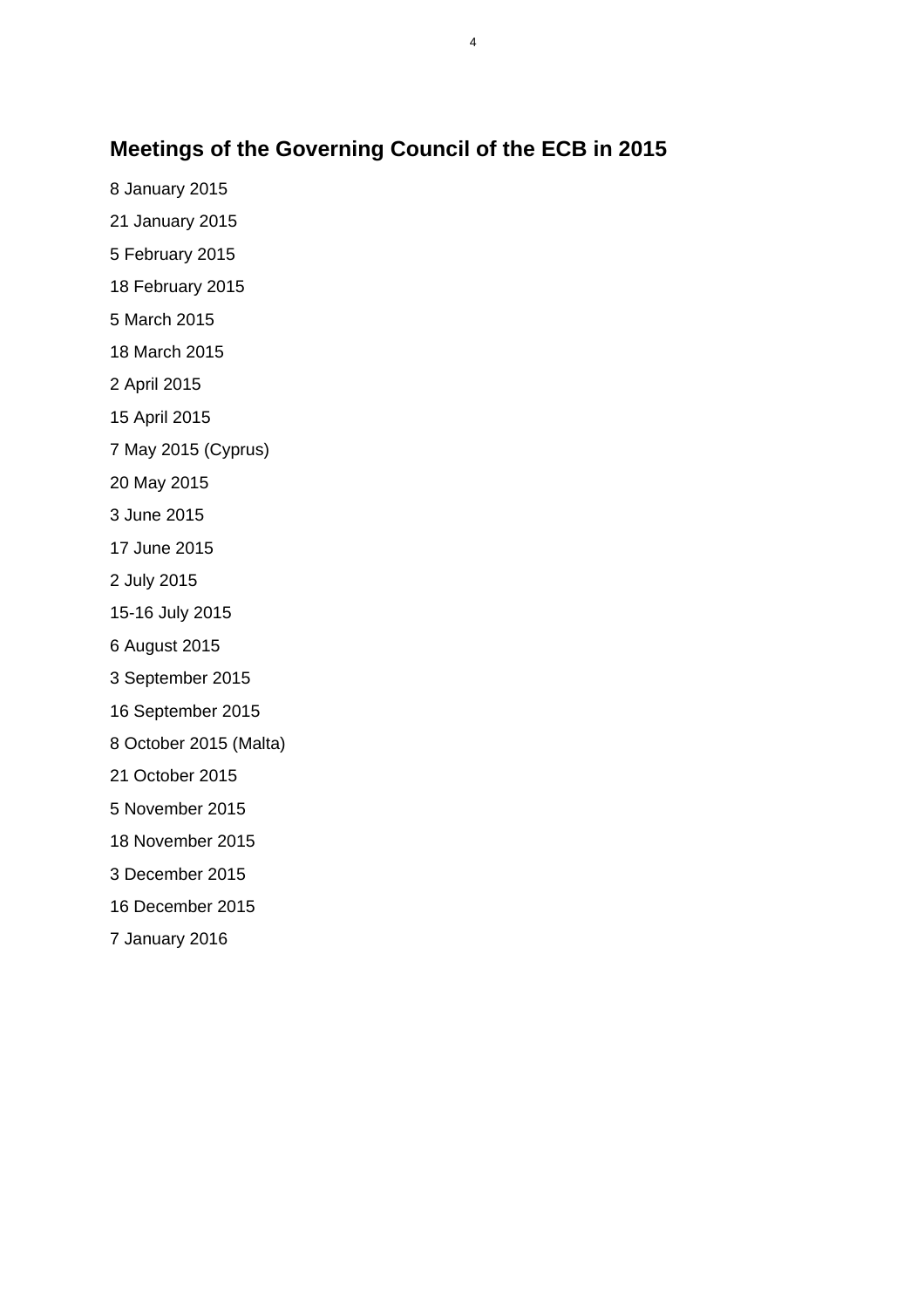## Meetings of the Governing Council of the ECB in 2015

8 January 2015

21 January 2015

5 February 2015

18 February 2015

5 March 2015

18 March 2015

2 April 2015

15 April 2015

7 May 2015 (Cyprus)

20 May 2015

3 June 2015

17 June 2015

2 July 2015

15-16 July 2015

6 August 2015

3 September 2015

16 September 2015

8 October 2015 (Malta)

21 October 2015

5 November 2015

18 November 2015

3 December 2015

16 December 2015

7 January 2016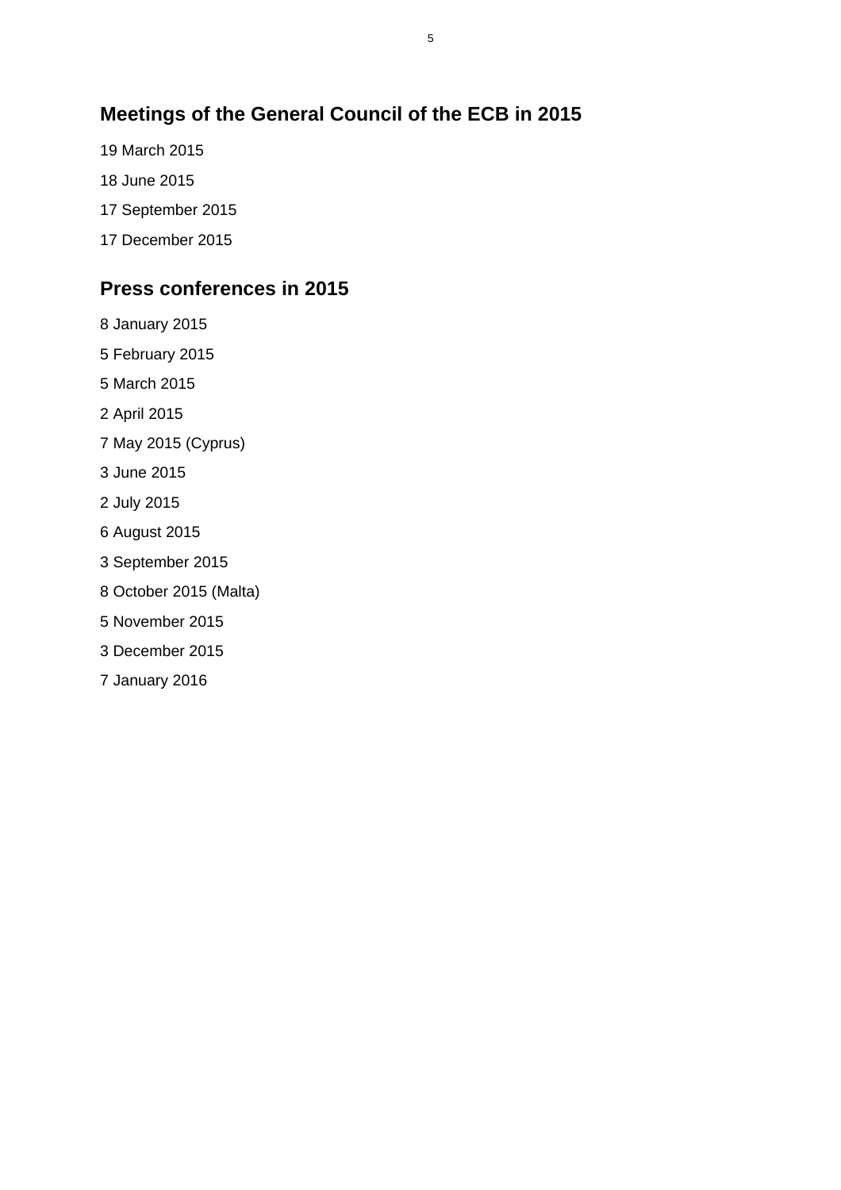## Meetings of the General Council of the ECB in 2015

19 March 2015

18 June 2015

17 September 2015

17 December 2015

## Press conferences in 2015

8 January 2015

5 February 2015

5 March 2015

2 April 2015

7 May 2015 (Cyprus)

3 June 2015

2 July 2015

6 August 2015

3 September 2015

8 October 2015 (Malta)

5 November 2015

3 December 2015

7 January 2016